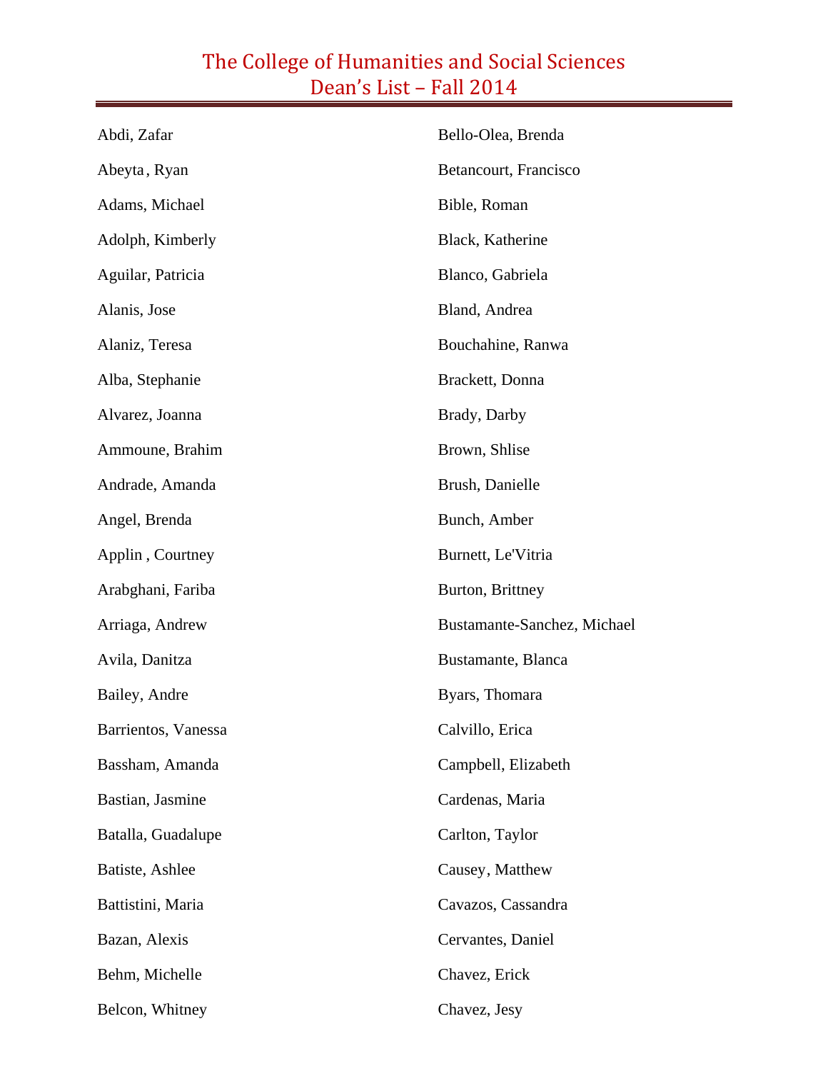# The College of Humanities and Social Sciences
# Dean's List – Fall 2014

Abdi, Zafar

Abeyta , Ryan

Adams, Michael

Adolph, Kimberly

Aguilar, Patricia

Alanis, Jose

Alaniz, Teresa

Alba, Stephanie

Alvarez, Joanna

Ammoune, Brahim

Andrade, Amanda

Angel, Brenda

Applin , Courtney

Arabghani, Fariba

Arriaga, Andrew

Avila, Danitza

Bailey, Andre

Barrientos, Vanessa

Bassham, Amanda

Bastian, Jasmine

Batalla, Guadalupe

Batiste, Ashlee

Battistini, Maria

Bazan, Alexis

Behm, Michelle

Belcon, Whitney

Bello-Olea, Brenda

Betancourt, Francisco

Bible, Roman

Black, Katherine

Blanco, Gabriela

Bland, Andrea

Bouchahine, Ranwa

Brackett, Donna

Brady, Darby

Brown, Shlise

Brush, Danielle

Bunch, Amber

Burnett, Le'Vitria

Burton, Brittney

Bustamante-Sanchez, Michael

Bustamante, Blanca

Byars, Thomara

Calvillo, Erica

Campbell, Elizabeth

Cardenas, Maria

Carlton, Taylor

Causey, Matthew

Cavazos, Cassandra

Cervantes, Daniel

Chavez, Erick

Chavez, Jesy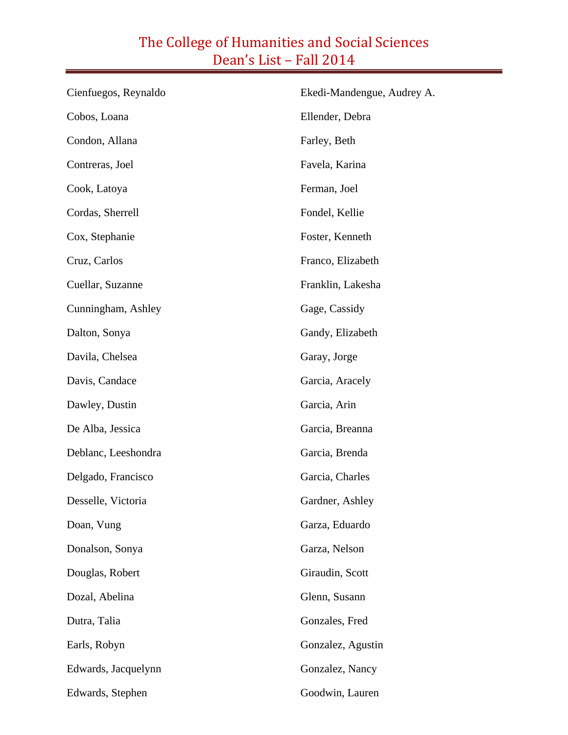# The College of Humanities and Social Sciences
# Dean's List – Fall 2014

Cienfuegos, Reynaldo

Cobos, Loana

Condon, Allana

Contreras, Joel

Cook, Latoya

Cordas, Sherrell

Cox, Stephanie

Cruz, Carlos

Cuellar, Suzanne

Cunningham, Ashley

Dalton, Sonya

Davila, Chelsea

Davis, Candace

Dawley, Dustin

De Alba, Jessica

Deblanc, Leeshondra

Delgado, Francisco

Desselle, Victoria

Doan, Vung

Donalson, Sonya

Douglas, Robert

Dozal, Abelina

Dutra, Talia

Earls, Robyn

Edwards, Jacquelynn

Edwards, Stephen

Ekedi-Mandengue, Audrey A.

Ellender, Debra

Farley, Beth

Favela, Karina

Ferman, Joel

Fondel, Kellie

Foster, Kenneth

Franco, Elizabeth

Franklin, Lakesha

Gage, Cassidy

Gandy, Elizabeth

Garay, Jorge

Garcia, Aracely

Garcia, Arin

Garcia, Breanna

Garcia, Brenda

Garcia, Charles

Gardner, Ashley

Garza, Eduardo

Garza, Nelson

Giraudin, Scott

Glenn, Susann

Gonzales, Fred

Gonzalez, Agustin

Gonzalez, Nancy

Goodwin, Lauren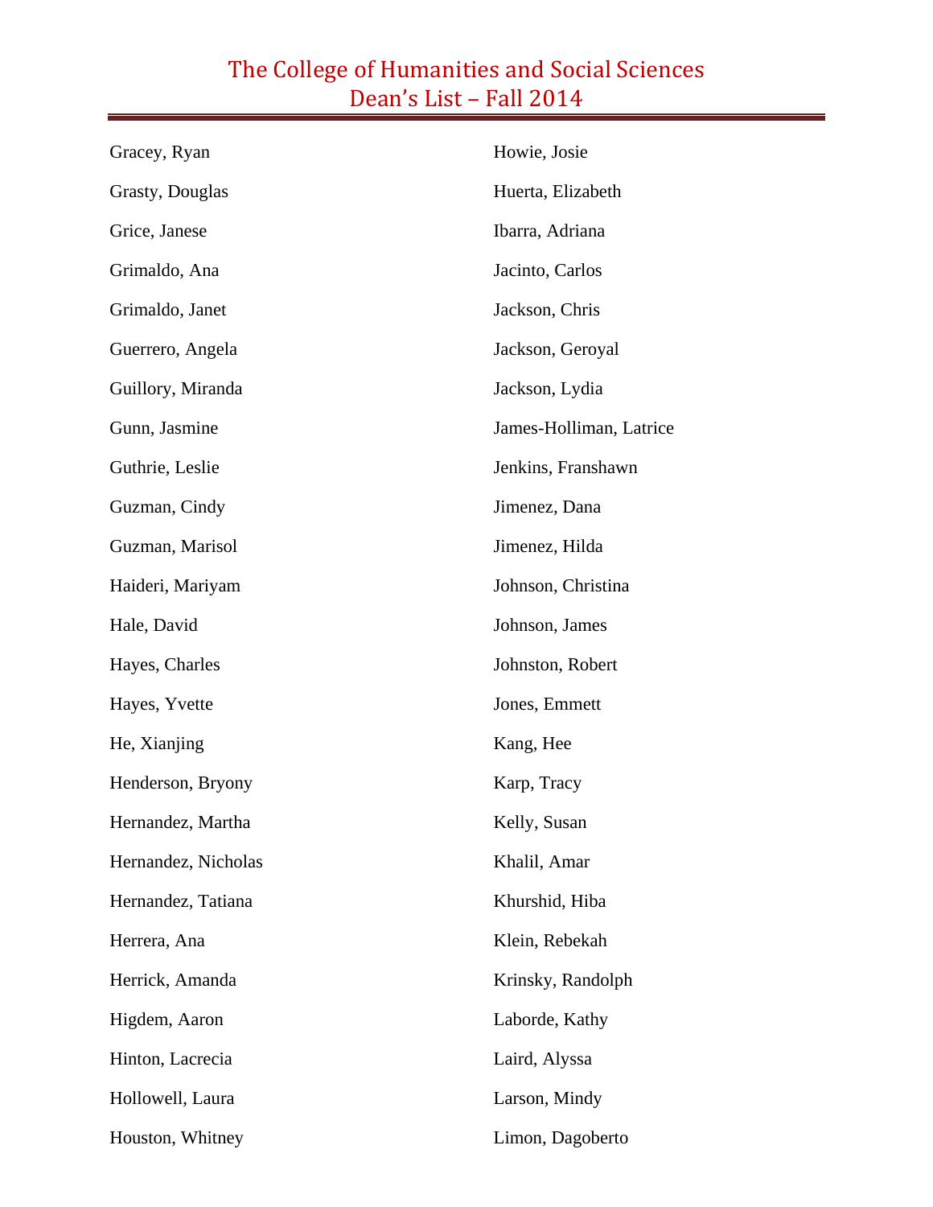# The College of Humanities and Social Sciences
# Dean's List – Fall 2014

Gracey, Ryan

Grasty, Douglas

Grice, Janese

Grimaldo, Ana

Grimaldo, Janet

Guerrero, Angela

Guillory, Miranda

Gunn, Jasmine

Guthrie, Leslie

Guzman, Cindy

Guzman, Marisol

Haideri, Mariyam

Hale, David

Hayes, Charles

Hayes, Yvette

He, Xianjing

Henderson, Bryony

Hernandez, Martha

Hernandez, Nicholas

Hernandez, Tatiana

Herrera, Ana

Herrick, Amanda

Higdem, Aaron

Hinton, Lacrecia

Hollowell, Laura

Houston, Whitney

Howie, Josie

Huerta, Elizabeth

Ibarra, Adriana

Jacinto, Carlos

Jackson, Chris

Jackson, Geroyal

Jackson, Lydia

James-Holliman, Latrice

Jenkins, Franshawn

Jimenez, Dana

Jimenez, Hilda

Johnson, Christina

Johnson, James

Johnston, Robert

Jones, Emmett

Kang, Hee

Karp, Tracy

Kelly, Susan

Khalil, Amar

Khurshid, Hiba

Klein, Rebekah

Krinsky, Randolph

Laborde, Kathy

Laird, Alyssa

Larson, Mindy

Limon, Dagoberto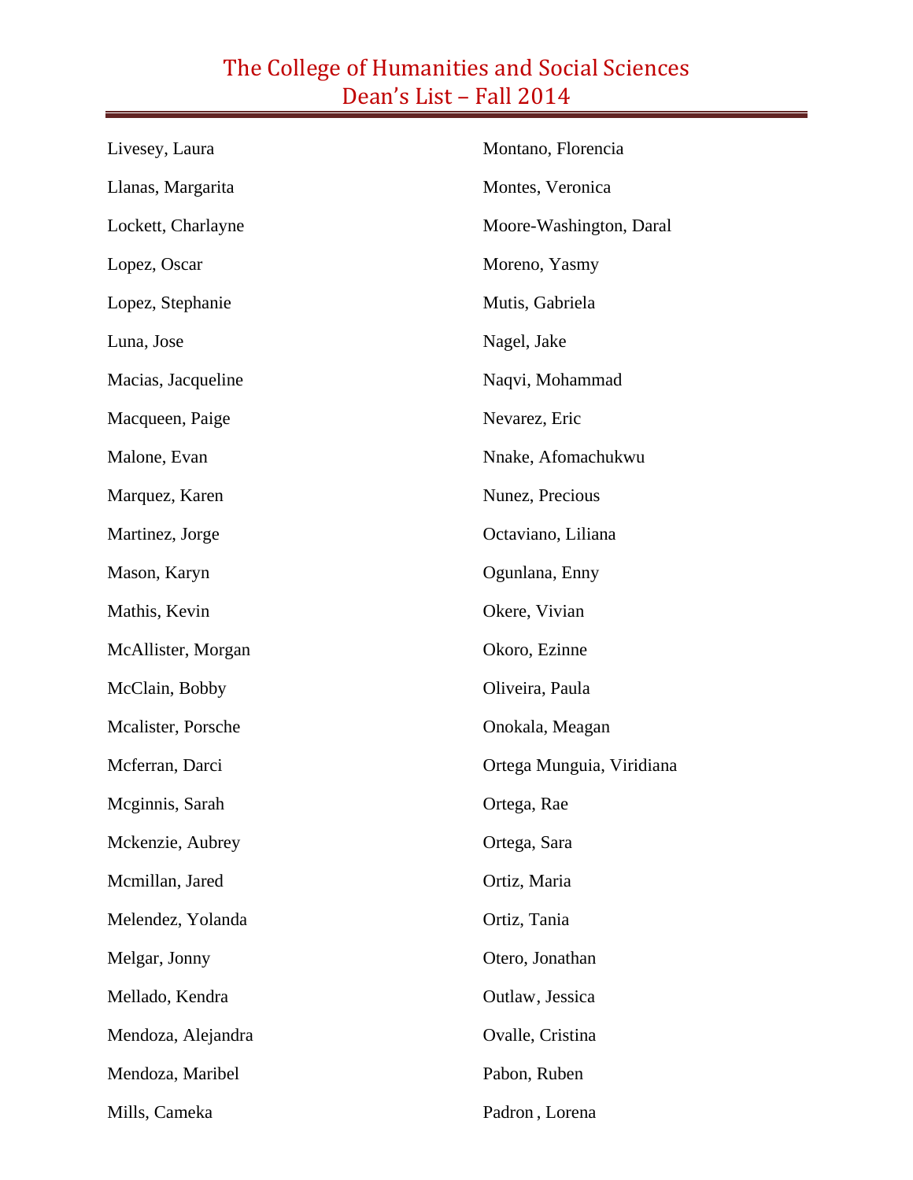# The College of Humanities and Social Sciences
# Dean's List – Fall 2014

Livesey, Laura

Llanas, Margarita

Lockett, Charlayne

Lopez, Oscar

Lopez, Stephanie

Luna, Jose

Macias, Jacqueline

Macqueen, Paige

Malone, Evan

Marquez, Karen

Martinez, Jorge

Mason, Karyn

Mathis, Kevin

McAllister, Morgan

McClain, Bobby

Mcalister, Porsche

Mcferran, Darci

Mcginnis, Sarah

Mckenzie, Aubrey

Mcmillan, Jared

Melendez, Yolanda

Melgar, Jonny

Mellado, Kendra

Mendoza, Alejandra

Mendoza, Maribel

Mills, Cameka

Montano, Florencia

Montes, Veronica

Moore-Washington, Daral

Moreno, Yasmy

Mutis, Gabriela

Nagel, Jake

Naqvi, Mohammad

Nevarez, Eric

Nnake, Afomachukwu

Nunez, Precious

Octaviano, Liliana

Ogunlana, Enny

Okere, Vivian

Okoro, Ezinne

Oliveira, Paula

Onokala, Meagan

Ortega Munguia, Viridiana

Ortega, Rae

Ortega, Sara

Ortiz, Maria

Ortiz, Tania

Otero, Jonathan

Outlaw, Jessica

Ovalle, Cristina

Pabon, Ruben

Padron, Lorena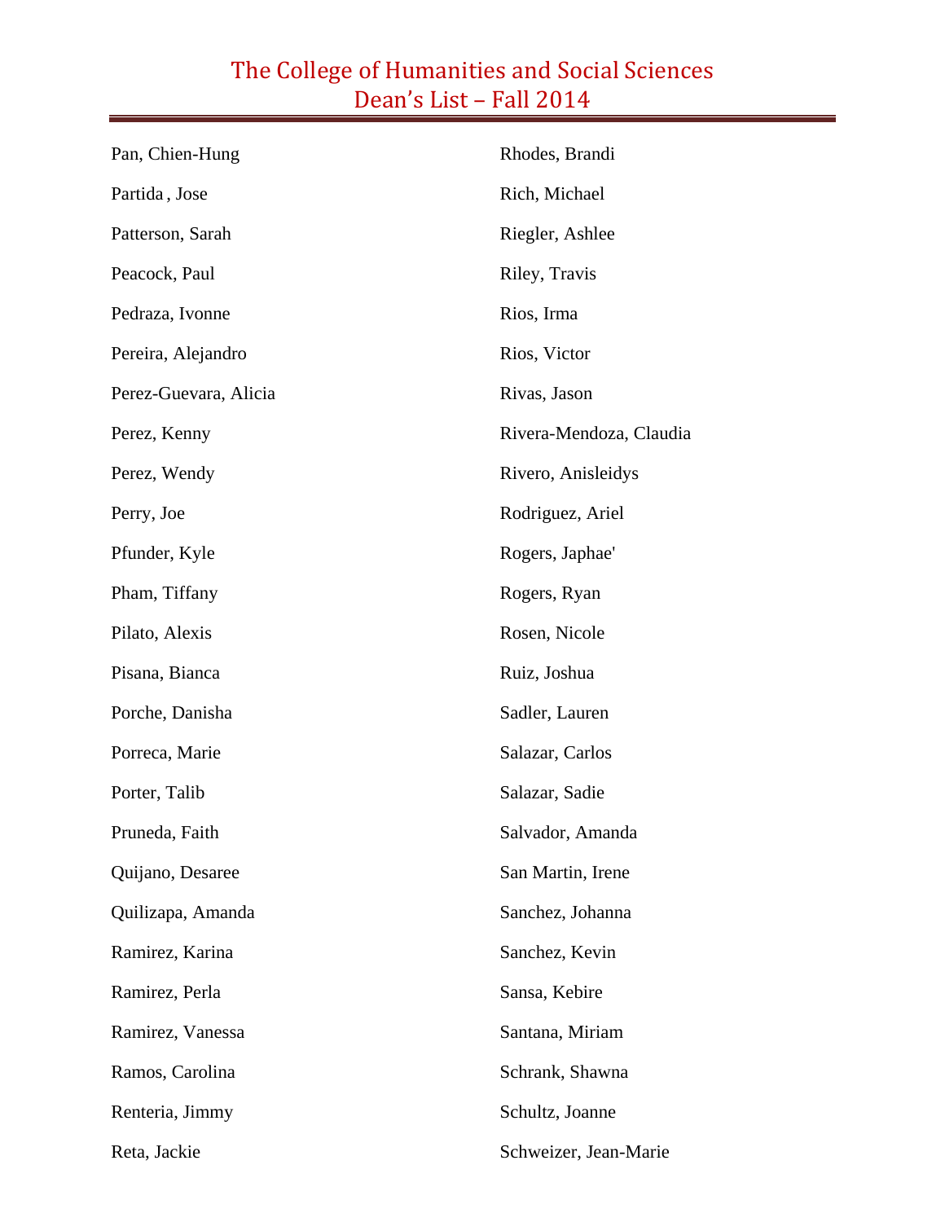# The College of Humanities and Social Sciences
# Dean's List – Fall 2014

Pan, Chien-Hung

Partida , Jose

Patterson, Sarah

Peacock, Paul

Pedraza, Ivonne

Pereira, Alejandro

Perez-Guevara, Alicia

Perez, Kenny

Perez, Wendy

Perry, Joe

Pfunder, Kyle

Pham, Tiffany

Pilato, Alexis

Pisana, Bianca

Porche, Danisha

Porreca, Marie

Porter, Talib

Pruneda, Faith

Quijano, Desaree

Quilizapa, Amanda

Ramirez, Karina

Ramirez, Perla

Ramirez, Vanessa

Ramos, Carolina

Renteria, Jimmy

Reta, Jackie

Rhodes, Brandi

Rich, Michael

Riegler, Ashlee

Riley, Travis

Rios, Irma

Rios, Victor

Rivas, Jason

Rivera-Mendoza, Claudia

Rivero, Anisleidys

Rodriguez, Ariel

Rogers, Japhae'

Rogers, Ryan

Rosen, Nicole

Ruiz, Joshua

Sadler, Lauren

Salazar, Carlos

Salazar, Sadie

Salvador, Amanda

San Martin, Irene

Sanchez, Johanna

Sanchez, Kevin

Sansa, Kebire

Santana, Miriam

Schrank, Shawna

Schultz, Joanne

Schweizer, Jean-Marie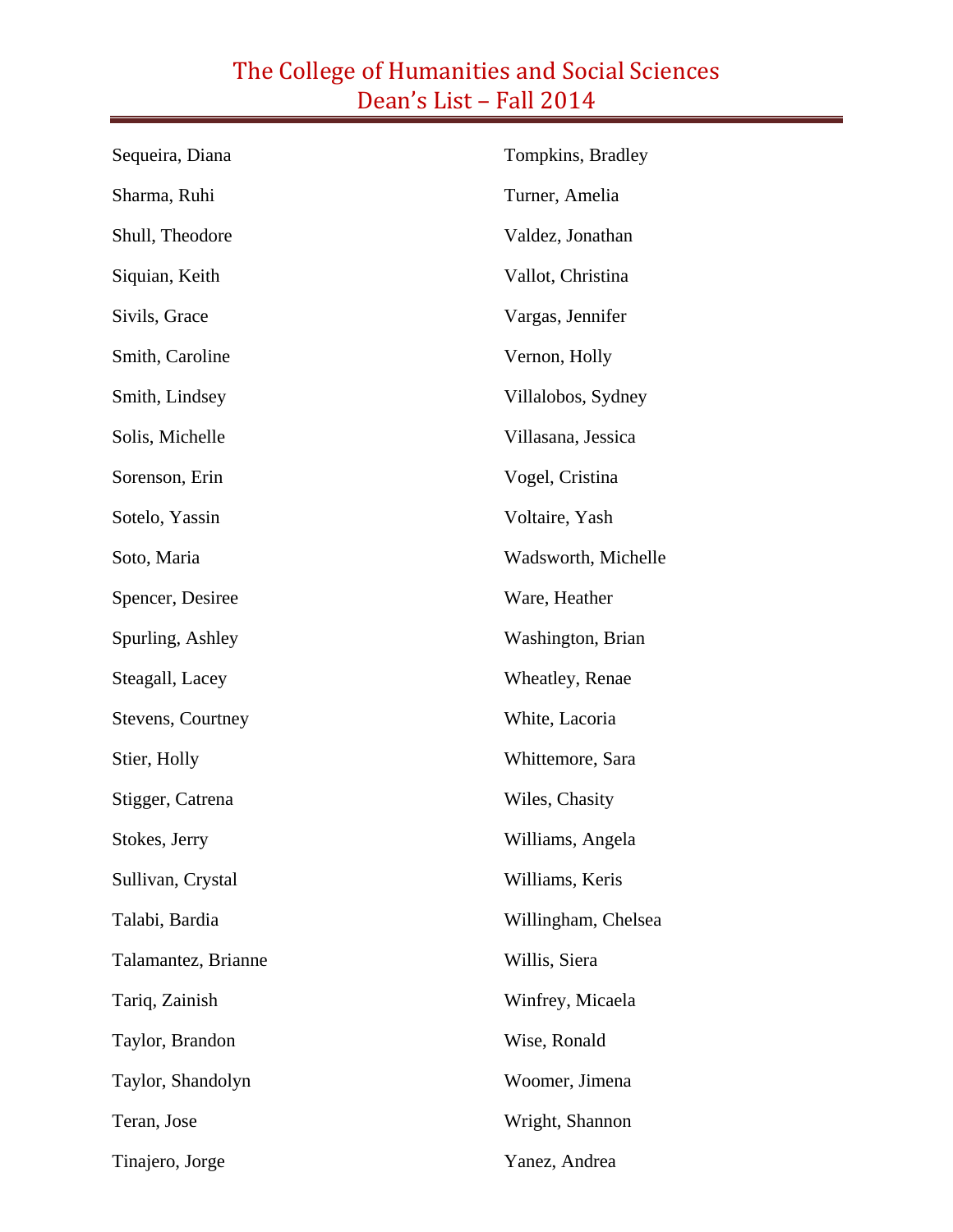# The College of Humanities and Social Sciences
# Dean's List – Fall 2014

Sequeira, Diana

Sharma, Ruhi

Shull, Theodore

Siquian, Keith

Sivils, Grace

Smith, Caroline

Smith, Lindsey

Solis, Michelle

Sorenson, Erin

Sotelo, Yassin

Soto, Maria

Spencer, Desiree

Spurling, Ashley

Steagall, Lacey

Stevens, Courtney

Stier, Holly

Stigger, Catrena

Stokes, Jerry

Sullivan, Crystal

Talabi, Bardia

Talamantez, Brianne

Tariq, Zainish

Taylor, Brandon

Taylor, Shandolyn

Teran, Jose

Tinajero, Jorge

Tompkins, Bradley

Turner, Amelia

Valdez, Jonathan

Vallot, Christina

Vargas, Jennifer

Vernon, Holly

Villalobos, Sydney

Villasana, Jessica

Vogel, Cristina

Voltaire, Yash

Wadsworth, Michelle

Ware, Heather

Washington, Brian

Wheatley, Renae

White, Lacoria

Whittemore, Sara

Wiles, Chasity

Williams, Angela

Williams, Keris

Willingham, Chelsea

Willis, Siera

Winfrey, Micaela

Wise, Ronald

Woomer, Jimena

Wright, Shannon

Yanez, Andrea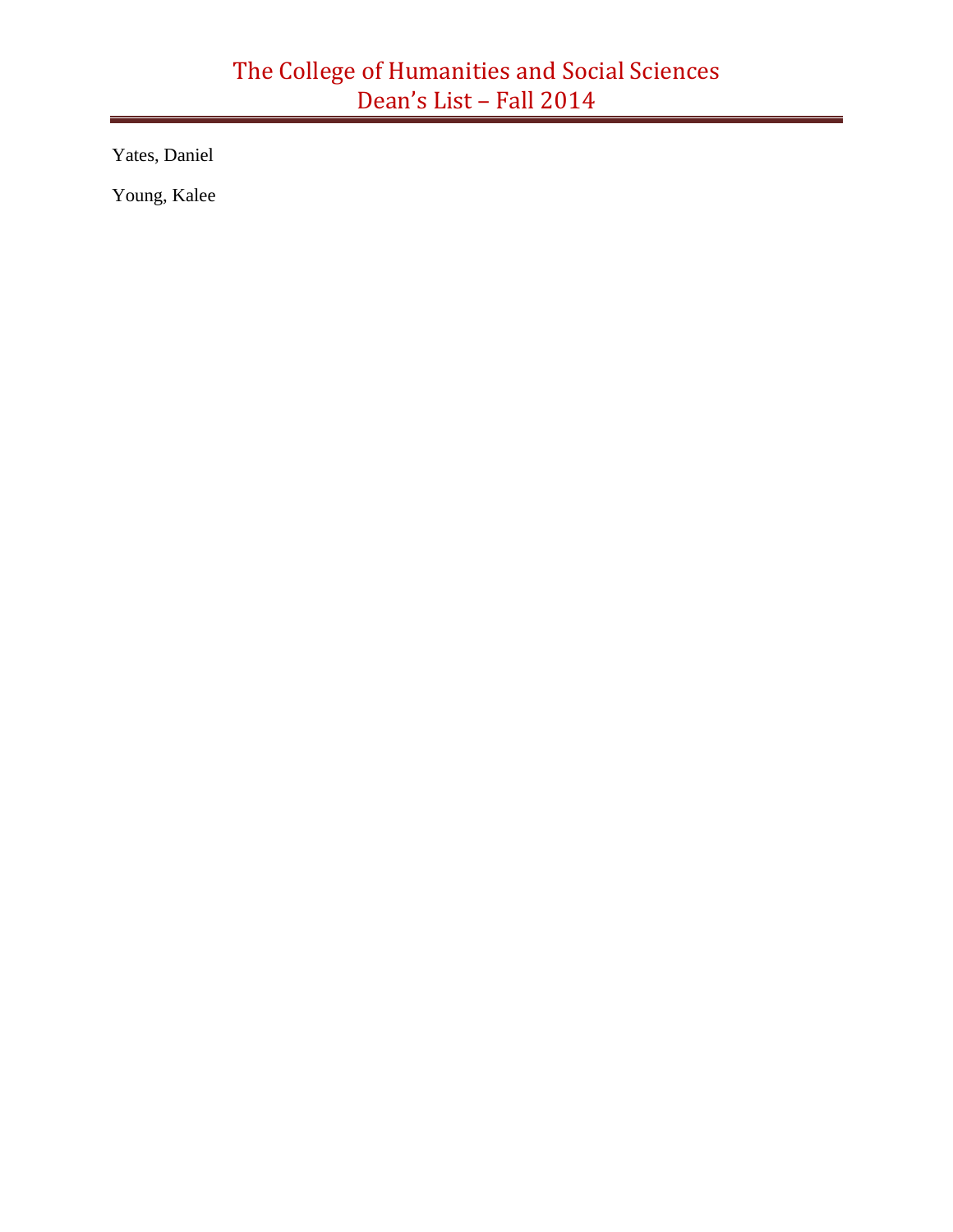Yates, Daniel

Young, Kalee